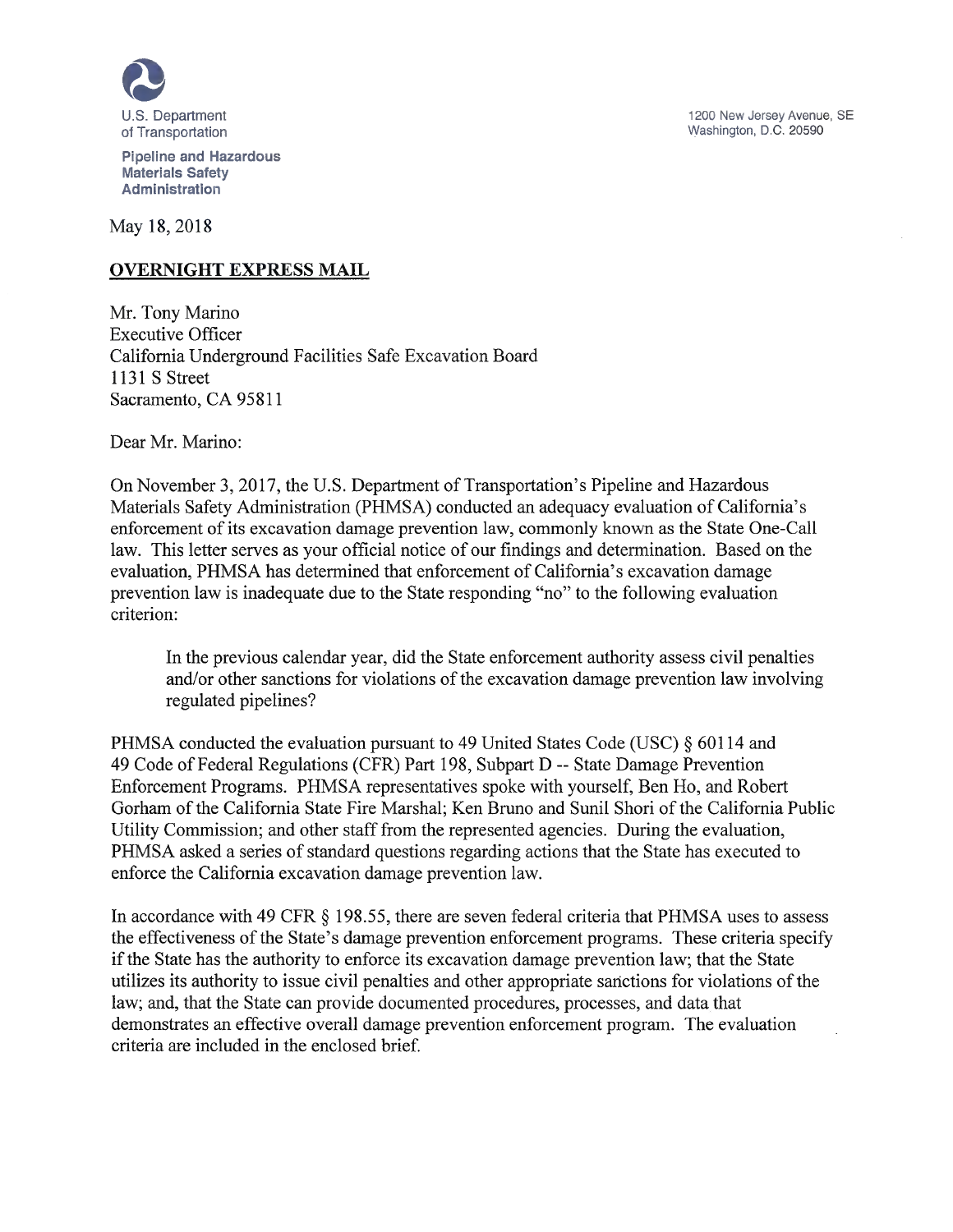U.S. Department of Transportation

**Pipeline and Hazardous Materials Safety Administration**

1200 New Jersey Avenue, SE
Washington, D.C. 20590

May 18, 2018

**OVERNIGHT EXPRESS MAIL**

Mr. Tony Marino
Executive Officer
California Underground Facilities Safe Excavation Board
1131 S Street
Sacramento, CA 95811

Dear Mr. Marino:

On November 3, 2017, the U.S. Department of Transportation's Pipeline and Hazardous Materials Safety Administration (PHMSA) conducted an adequacy evaluation of California's enforcement of its excavation damage prevention law, commonly known as the State One-Call law. This letter serves as your official notice of our findings and determination. Based on the evaluation, PHMSA has determined that enforcement of California's excavation damage prevention law is inadequate due to the State responding "no" to the following evaluation criterion:

> In the previous calendar year, did the State enforcement authority assess civil penalties and/or other sanctions for violations of the excavation damage prevention law involving regulated pipelines?

PHMSA conducted the evaluation pursuant to 49 United States Code (USC) § 60114 and 49 Code of Federal Regulations (CFR) Part 198, Subpart D -- State Damage Prevention Enforcement Programs. PHMSA representatives spoke with yourself, Ben Ho, and Robert Gorham of the California State Fire Marshal; Ken Bruno and Sunil Shori of the California Public Utility Commission; and other staff from the represented agencies. During the evaluation, PHMSA asked a series of standard questions regarding actions that the State has executed to enforce the California excavation damage prevention law.

In accordance with 49 CFR § 198.55, there are seven federal criteria that PHMSA uses to assess the effectiveness of the State's damage prevention enforcement programs. These criteria specify if the State has the authority to enforce its excavation damage prevention law; that the State utilizes its authority to issue civil penalties and other appropriate sanctions for violations of the law; and, that the State can provide documented procedures, processes, and data that demonstrates an effective overall damage prevention enforcement program. The evaluation criteria are included in the enclosed brief.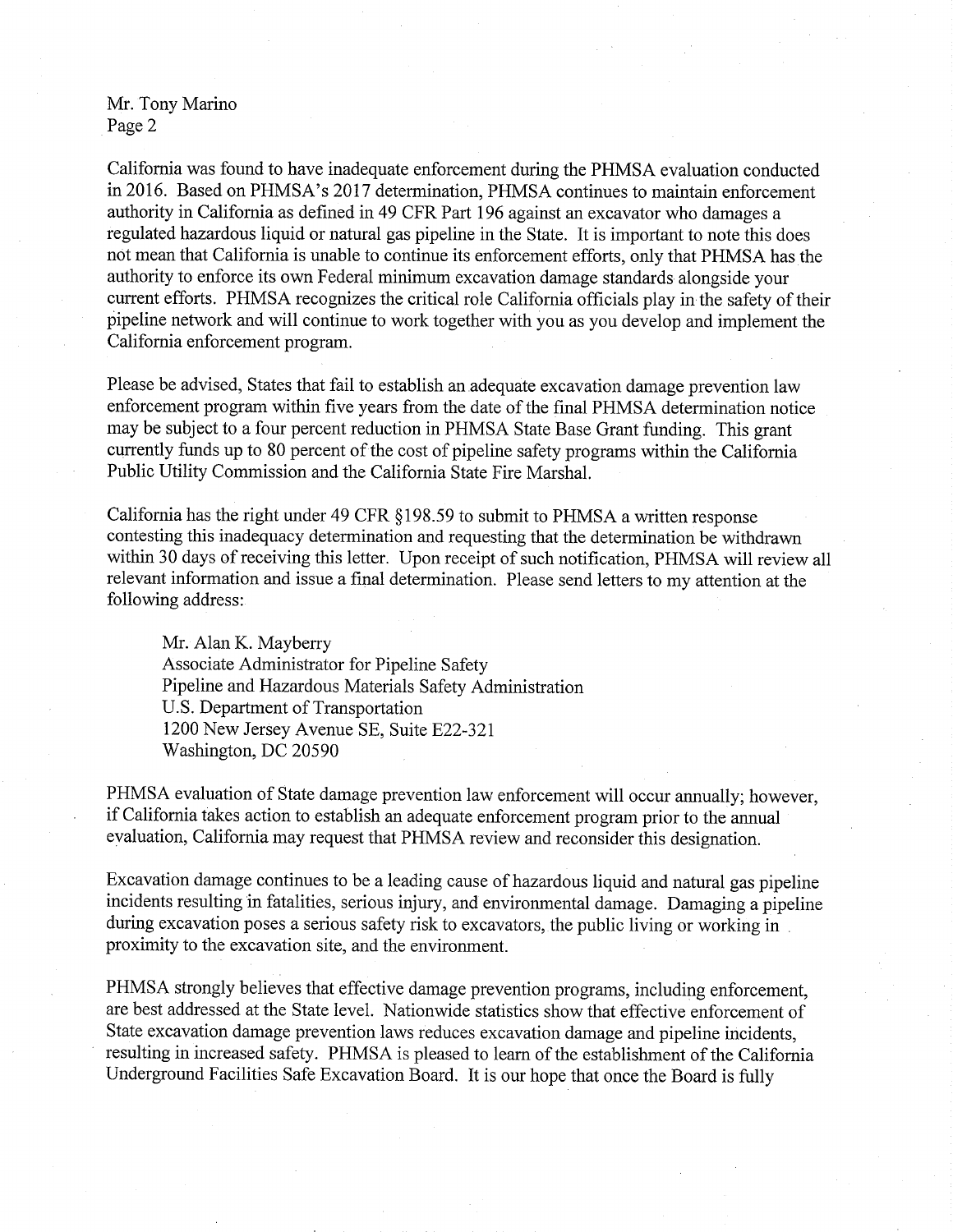California was found to have inadequate enforcement during the PHMSA evaluation conducted in 2016. Based on PHMSA's 2017 determination, PHMSA continues to maintain enforcement authority in California as defined in 49 CFR Part 196 against an excavator who damages a regulated hazardous liquid or natural gas pipeline in the State. It is important to note this does not mean that California is unable to continue its enforcement efforts, only that PHMSA has the authority to enforce its own Federal minimum excavation damage standards alongside your current efforts. PHMSA recognizes the critical role California officials play in the safety of their pipeline network and will continue to work together with you as you develop and implement the California enforcement program.

Please be advised, States that fail to establish an adequate excavation damage prevention law enforcement program within five years from the date of the final PHMSA determination notice may be subject to a four percent reduction in PHMSA State Base Grant funding. This grant currently funds up to 80 percent of the cost of pipeline safety programs within the California Public Utility Commission and the California State Fire Marshal.

California has the right under 49 CFR §198.59 to submit to PHMSA a written response contesting this inadequacy determination and requesting that the determination be withdrawn within 30 days of receiving this letter. Upon receipt of such notification, PHMSA will review all relevant information and issue a final determination. Please send letters to my attention at the following address:

Mr. Alan K. Mayberry
Associate Administrator for Pipeline Safety
Pipeline and Hazardous Materials Safety Administration
U.S. Department of Transportation
1200 New Jersey Avenue SE, Suite E22-321
Washington, DC 20590

PHMSA evaluation of State damage prevention law enforcement will occur annually; however, if California takes action to establish an adequate enforcement program prior to the annual evaluation, California may request that PHMSA review and reconsider this designation.

Excavation damage continues to be a leading cause of hazardous liquid and natural gas pipeline incidents resulting in fatalities, serious injury, and environmental damage. Damaging a pipeline during excavation poses a serious safety risk to excavators, the public living or working in proximity to the excavation site, and the environment.

PHMSA strongly believes that effective damage prevention programs, including enforcement, are best addressed at the State level. Nationwide statistics show that effective enforcement of State excavation damage prevention laws reduces excavation damage and pipeline incidents, resulting in increased safety. PHMSA is pleased to learn of the establishment of the California Underground Facilities Safe Excavation Board. It is our hope that once the Board is fully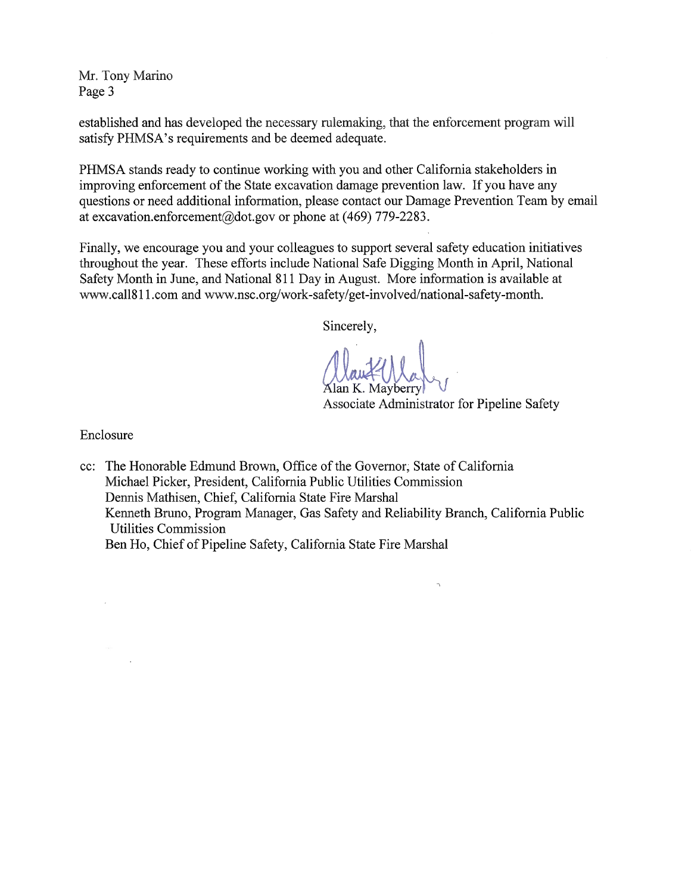Mr. Tony Marino

established and has developed the necessary rulemaking, that the enforcement program will satisfy PHMSA's requirements and be deemed adequate.

PHMSA stands ready to continue working with you and other California stakeholders in improving enforcement of the State excavation damage prevention law. If you have any questions or need additional information, please contact our Damage Prevention Team by email at excavation.enforcement@dot.gov or phone at (469) 779-2283.

Finally, we encourage you and your colleagues to support several safety education initiatives throughout the year. These efforts include National Safe Digging Month in April, National Safety Month in June, and National 811 Day in August. More information is available at www.call811.com and www.nsc.org/work-safety/get-involved/national-safety-month.

Sincerely,

Alan K. Mayberry
Associate Administrator for Pipeline Safety

Enclosure

cc: The Honorable Edmund Brown, Office of the Governor, State of California
Michael Picker, President, California Public Utilities Commission
Dennis Mathisen, Chief, California State Fire Marshal
Kenneth Bruno, Program Manager, Gas Safety and Reliability Branch, California Public Utilities Commission
Ben Ho, Chief of Pipeline Safety, California State Fire Marshal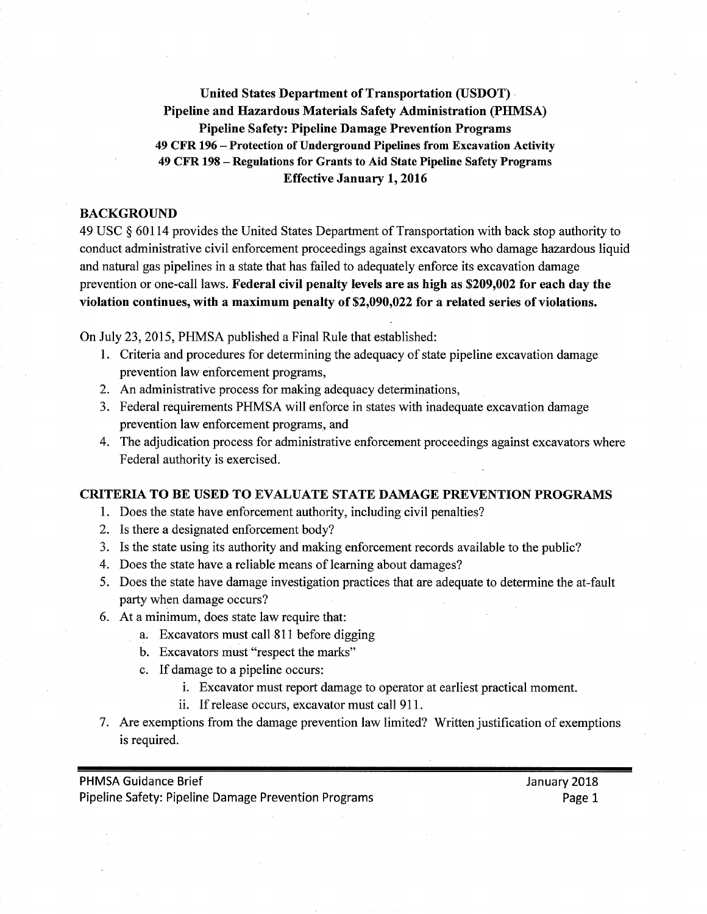# United States Department of Transportation (USDOT)
# Pipeline and Hazardous Materials Safety Administration (PHMSA)
# Pipeline Safety: Pipeline Damage Prevention Programs

**49 CFR 196 – Protection of Underground Pipelines from Excavation Activity**
**49 CFR 198 – Regulations for Grants to Aid State Pipeline Safety Programs**
**Effective January 1, 2016**

## BACKGROUND

49 USC § 60114 provides the United States Department of Transportation with back stop authority to conduct administrative civil enforcement proceedings against excavators who damage hazardous liquid and natural gas pipelines in a state that has failed to adequately enforce its excavation damage prevention or one-call laws. **Federal civil penalty levels are as high as $209,002 for each day the violation continues, with a maximum penalty of $2,090,022 for a related series of violations.**

On July 23, 2015, PHMSA published a Final Rule that established:

1. Criteria and procedures for determining the adequacy of state pipeline excavation damage prevention law enforcement programs,
2. An administrative process for making adequacy determinations,
3. Federal requirements PHMSA will enforce in states with inadequate excavation damage prevention law enforcement programs, and
4. The adjudication process for administrative enforcement proceedings against excavators where Federal authority is exercised.

## CRITERIA TO BE USED TO EVALUATE STATE DAMAGE PREVENTION PROGRAMS

1. Does the state have enforcement authority, including civil penalties?
2. Is there a designated enforcement body?
3. Is the state using its authority and making enforcement records available to the public?
4. Does the state have a reliable means of learning about damages?
5. Does the state have damage investigation practices that are adequate to determine the at-fault party when damage occurs?
6. At a minimum, does state law require that:
   a. Excavators must call 811 before digging
   b. Excavators must "respect the marks"
   c. If damage to a pipeline occurs:
      i. Excavator must report damage to operator at earliest practical moment.
      ii. If release occurs, excavator must call 911.
7. Are exemptions from the damage prevention law limited? Written justification of exemptions is required.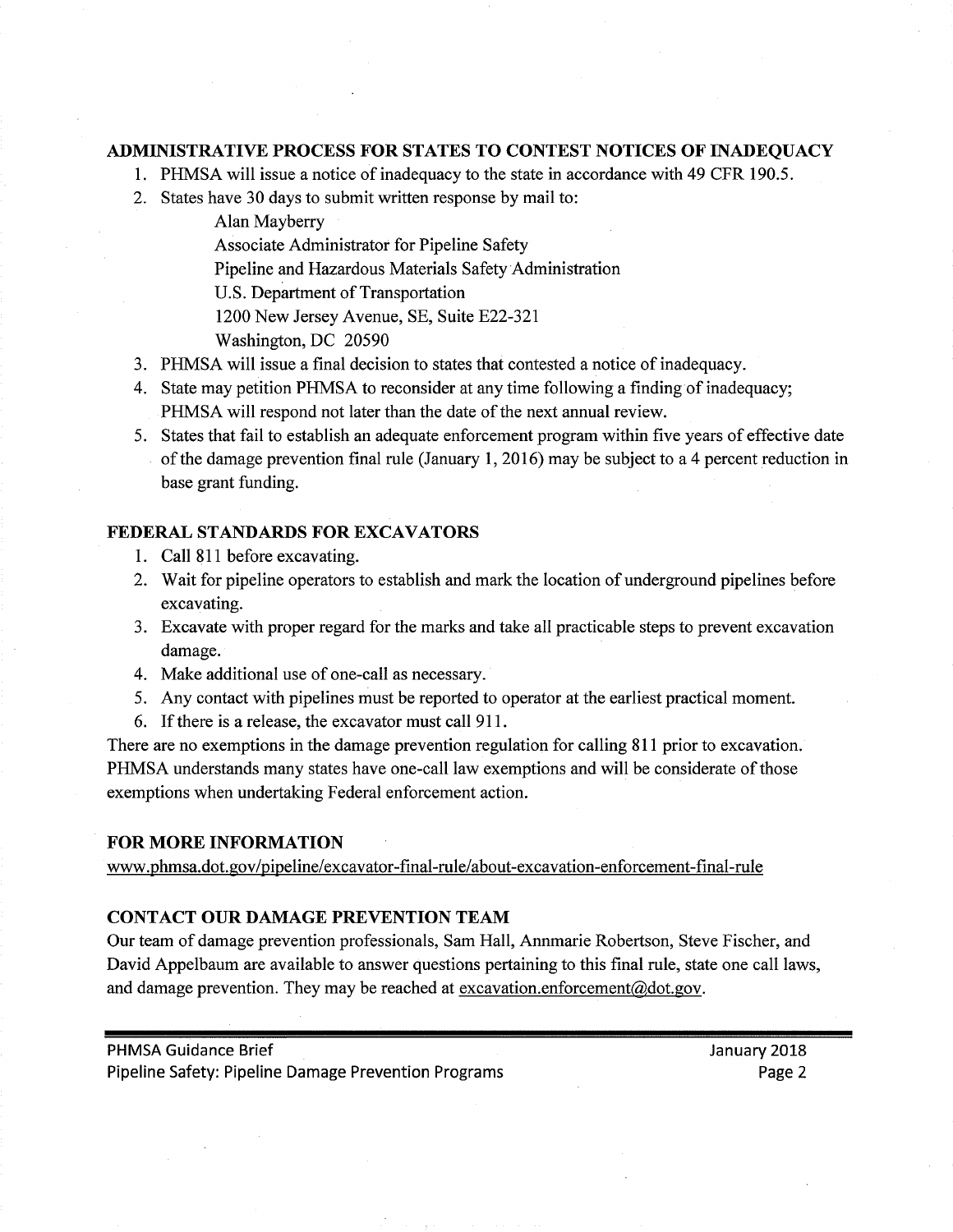## ADMINISTRATIVE PROCESS FOR STATES TO CONTEST NOTICES OF INADEQUACY

1. PHMSA will issue a notice of inadequacy to the state in accordance with 49 CFR 190.5.
2. States have 30 days to submit written response by mail to:

   Alan Mayberry
   Associate Administrator for Pipeline Safety
   Pipeline and Hazardous Materials Safety Administration
   U.S. Department of Transportation
   1200 New Jersey Avenue, SE, Suite E22-321
   Washington, DC 20590

3. PHMSA will issue a final decision to states that contested a notice of inadequacy.
4. State may petition PHMSA to reconsider at any time following a finding of inadequacy; PHMSA will respond not later than the date of the next annual review.
5. States that fail to establish an adequate enforcement program within five years of effective date of the damage prevention final rule (January 1, 2016) may be subject to a 4 percent reduction in base grant funding.

## FEDERAL STANDARDS FOR EXCAVATORS

1. Call 811 before excavating.
2. Wait for pipeline operators to establish and mark the location of underground pipelines before excavating.
3. Excavate with proper regard for the marks and take all practicable steps to prevent excavation damage.
4. Make additional use of one-call as necessary.
5. Any contact with pipelines must be reported to operator at the earliest practical moment.
6. If there is a release, the excavator must call 911.

There are no exemptions in the damage prevention regulation for calling 811 prior to excavation. PHMSA understands many states have one-call law exemptions and will be considerate of those exemptions when undertaking Federal enforcement action.

## FOR MORE INFORMATION

www.phmsa.dot.gov/pipeline/excavator-final-rule/about-excavation-enforcement-final-rule

## CONTACT OUR DAMAGE PREVENTION TEAM

Our team of damage prevention professionals, Sam Hall, Annmarie Robertson, Steve Fischer, and David Appelbaum are available to answer questions pertaining to this final rule, state one call laws, and damage prevention. They may be reached at excavation.enforcement@dot.gov.